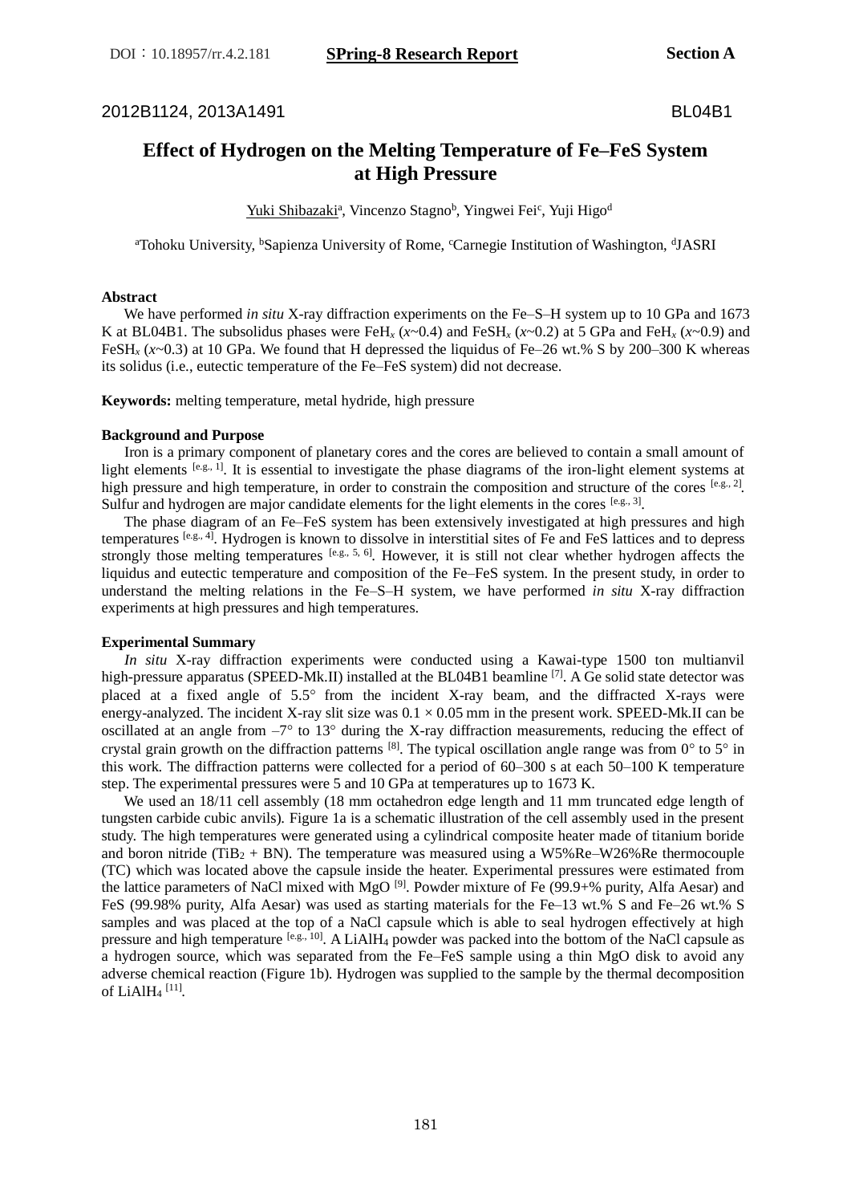DOI：10.18957/rr.4.2.181 **SPring-8 Research Report** **Section A**

2012B1124, 2013A1491 BL04B1

# Effect of Hydrogen on the Melting Temperature of Fe–FeS System at High Pressure

Yuki Shibazaki[a], Vincenzo Stagno[b], Yingwei Fei[c], Yuji Higo[d]

[a]Tohoku University, [b]Sapienza University of Rome, [c]Carnegie Institution of Washington, [d]JASRI

**Abstract**

We have performed *in situ* X-ray diffraction experiments on the Fe–S–H system up to 10 GPa and 1673 K at BL04B1. The subsolidus phases were $FeH_x$ ($x$~0.4) and $FeSH_x$ ($x$~0.2) at 5 GPa and $FeH_x$ ($x$~0.9) and $FeSH_x$ ($x$~0.3) at 10 GPa. We found that H depressed the liquidus of Fe–26 wt.% S by 200–300 K whereas its solidus (i.e., eutectic temperature of the Fe–FeS system) did not decrease.

**Keywords:** melting temperature, metal hydride, high pressure

**Background and Purpose**

Iron is a primary component of planetary cores and the cores are believed to contain a small amount of light elements [e.g., 1]. It is essential to investigate the phase diagrams of the iron-light element systems at high pressure and high temperature, in order to constrain the composition and structure of the cores [e.g., 2]. Sulfur and hydrogen are major candidate elements for the light elements in the cores [e.g., 3].

The phase diagram of an Fe–FeS system has been extensively investigated at high pressures and high temperatures [e.g., 4]. Hydrogen is known to dissolve in interstitial sites of Fe and FeS lattices and to depress strongly those melting temperatures [e.g., 5, 6]. However, it is still not clear whether hydrogen affects the liquidus and eutectic temperature and composition of the Fe–FeS system. In the present study, in order to understand the melting relations in the Fe–S–H system, we have performed *in situ* X-ray diffraction experiments at high pressures and high temperatures.

**Experimental Summary**

*In situ* X-ray diffraction experiments were conducted using a Kawai-type 1500 ton multianvil high-pressure apparatus (SPEED-Mk.II) installed at the BL04B1 beamline [7]. A Ge solid state detector was placed at a fixed angle of 5.5° from the incident X-ray beam, and the diffracted X-rays were energy-analyzed. The incident X-ray slit size was 0.1 × 0.05 mm in the present work. SPEED-Mk.II can be oscillated at an angle from –7° to 13° during the X-ray diffraction measurements, reducing the effect of crystal grain growth on the diffraction patterns [8]. The typical oscillation angle range was from 0° to 5° in this work. The diffraction patterns were collected for a period of 60–300 s at each 50–100 K temperature step. The experimental pressures were 5 and 10 GPa at temperatures up to 1673 K.

We used an 18/11 cell assembly (18 mm octahedron edge length and 11 mm truncated edge length of tungsten carbide cubic anvils). Figure 1a is a schematic illustration of the cell assembly used in the present study. The high temperatures were generated using a cylindrical composite heater made of titanium boride and boron nitride ($TiB_2$ + BN). The temperature was measured using a W5%Re–W26%Re thermocouple (TC) which was located above the capsule inside the heater. Experimental pressures were estimated from the lattice parameters of NaCl mixed with MgO [9]. Powder mixture of Fe (99.9+% purity, Alfa Aesar) and FeS (99.98% purity, Alfa Aesar) was used as starting materials for the Fe–13 wt.% S and Fe–26 wt.% S samples and was placed at the top of a NaCl capsule which is able to seal hydrogen effectively at high pressure and high temperature [e.g., 10]. A $LiAlH_4$ powder was packed into the bottom of the NaCl capsule as a hydrogen source, which was separated from the Fe–FeS sample using a thin MgO disk to avoid any adverse chemical reaction (Figure 1b). Hydrogen was supplied to the sample by the thermal decomposition of $LiAlH_4$ [11].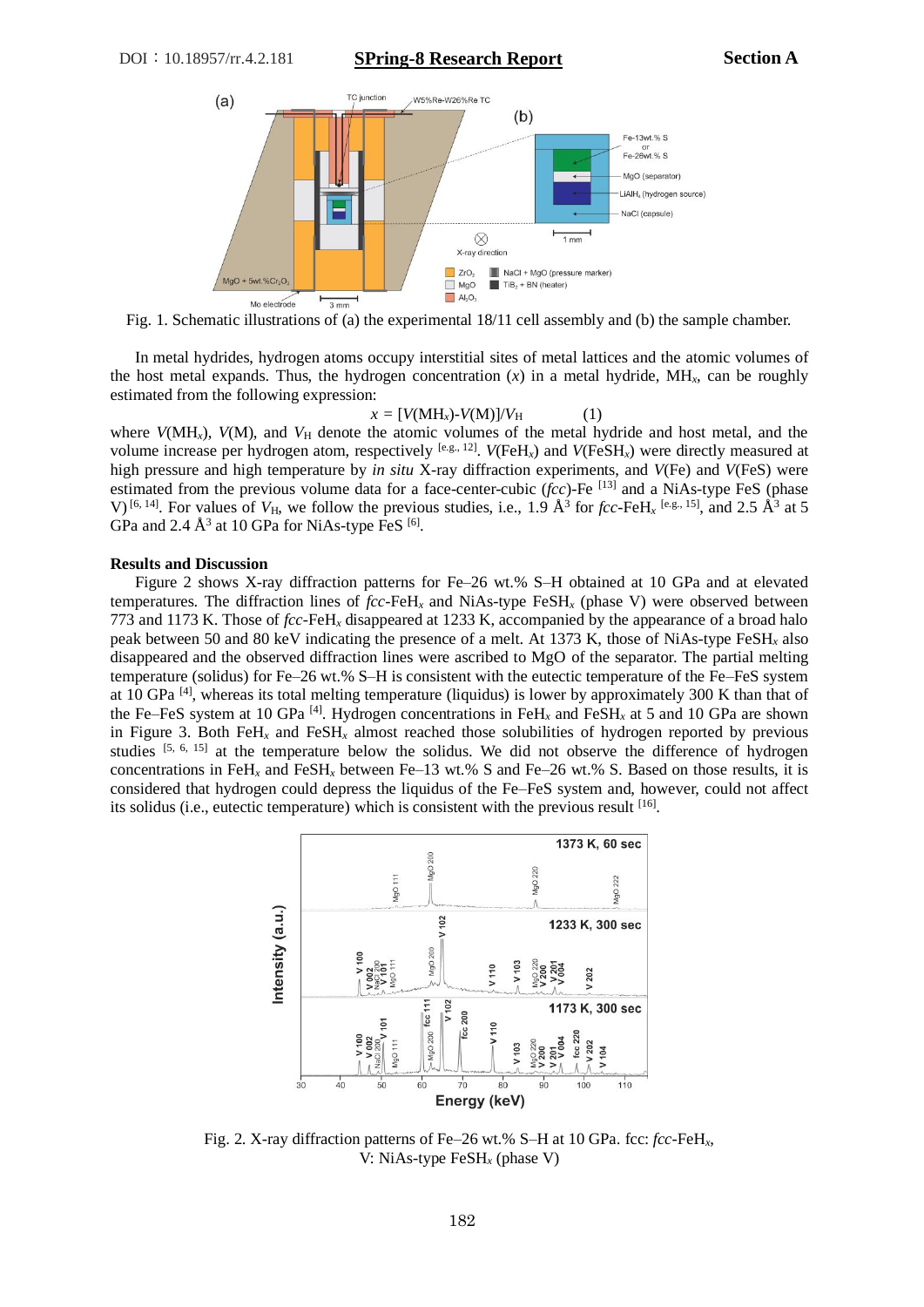Fig. 1. Schematic illustrations of (a) the experimental 18/11 cell assembly and (b) the sample chamber.

In metal hydrides, hydrogen atoms occupy interstitial sites of metal lattices and the atomic volumes of the host metal expands. Thus, the hydrogen concentration ($x$) in a metal hydride, $MH_x$, can be roughly estimated from the following expression:

$$x = [V(MH_x)\text{-}V(M)]/V_H \quad (1)$$

where $V(MH_x)$, $V(M)$, and $V_H$ denote the atomic volumes of the metal hydride and host metal, and the volume increase per hydrogen atom, respectively [e.g., 12]. $V(FeH_x)$ and $V(FeSH_x)$ were directly measured at high pressure and high temperature by *in situ* X-ray diffraction experiments, and $V(Fe)$ and $V(FeS)$ were estimated from the previous volume data for a face-center-cubic (*fcc*)-Fe [13] and a NiAs-type FeS (phase V) [6, 14]. For values of $V_H$, we follow the previous studies, i.e., 1.9 Å$^3$ for *fcc*-$FeH_x$ [e.g., 15], and 2.5 Å$^3$ at 5 GPa and 2.4 Å$^3$ at 10 GPa for NiAs-type FeS [6].

## Results and Discussion

Figure 2 shows X-ray diffraction patterns for Fe–26 wt.% S–H obtained at 10 GPa and at elevated temperatures. The diffraction lines of *fcc*-$FeH_x$ and NiAs-type $FeSH_x$ (phase V) were observed between 773 and 1173 K. Those of *fcc*-$FeH_x$ disappeared at 1233 K, accompanied by the appearance of a broad halo peak between 50 and 80 keV indicating the presence of a melt. At 1373 K, those of NiAs-type $FeSH_x$ also disappeared and the observed diffraction lines were ascribed to MgO of the separator. The partial melting temperature (solidus) for Fe–26 wt.% S–H is consistent with the eutectic temperature of the Fe–FeS system at 10 GPa [4], whereas its total melting temperature (liquidus) is lower by approximately 300 K than that of the Fe–FeS system at 10 GPa [4]. Hydrogen concentrations in $FeH_x$ and $FeSH_x$ at 5 and 10 GPa are shown in Figure 3. Both $FeH_x$ and $FeSH_x$ almost reached those solubilities of hydrogen reported by previous studies [5, 6, 15] at the temperature below the solidus. We did not observe the difference of hydrogen concentrations in $FeH_x$ and $FeSH_x$ between Fe–13 wt.% S and Fe–26 wt.% S. Based on those results, it is considered that hydrogen could depress the liquidus of the Fe–FeS system and, however, could not affect its solidus (i.e., eutectic temperature) which is consistent with the previous result [16].

Fig. 2. X-ray diffraction patterns of Fe–26 wt.% S–H at 10 GPa. fcc: *fcc*-$FeH_x$, V: NiAs-type $FeSH_x$ (phase V)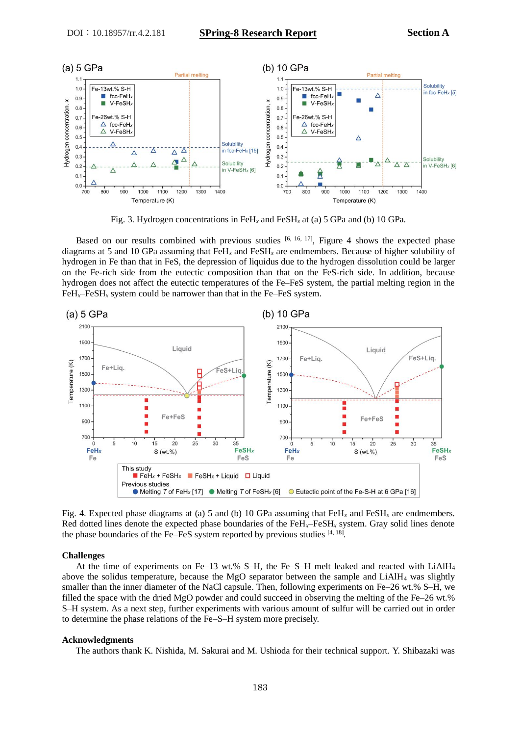Fig. 3. Hydrogen concentrations in $FeH_x$ and $FeSH_x$ at (a) 5 GPa and (b) 10 GPa.

Based on our results combined with previous studies [6, 16, 17], Figure 4 shows the expected phase diagrams at 5 and 10 GPa assuming that $FeH_x$ and $FeSH_x$ are endmembers. Because of higher solubility of hydrogen in Fe than that in FeS, the depression of liquidus due to the hydrogen dissolution could be larger on the Fe-rich side from the eutectic composition than that on the FeS-rich side. In addition, because hydrogen does not affect the eutectic temperatures of the Fe–FeS system, the partial melting region in the $FeH_x$–$FeSH_x$ system could be narrower than that in the Fe–FeS system.

Fig. 4. Expected phase diagrams at (a) 5 and (b) 10 GPa assuming that $FeH_x$ and $FeSH_x$ are endmembers. Red dotted lines denote the expected phase boundaries of the $FeH_x$–$FeSH_x$ system. Gray solid lines denote the phase boundaries of the Fe–FeS system reported by previous studies [4, 18].

**Challenges**

At the time of experiments on Fe–13 wt.% S–H, the Fe–S–H melt leaked and reacted with $LiAlH_4$ above the solidus temperature, because the MgO separator between the sample and $LiAlH_4$ was slightly smaller than the inner diameter of the NaCl capsule. Then, following experiments on Fe–26 wt.% S–H, we filled the space with the dried MgO powder and could succeed in observing the melting of the Fe–26 wt.% S–H system. As a next step, further experiments with various amount of sulfur will be carried out in order to determine the phase relations of the Fe–S–H system more precisely.

**Acknowledgments**

The authors thank K. Nishida, M. Sakurai and M. Ushioda for their technical support. Y. Shibazaki was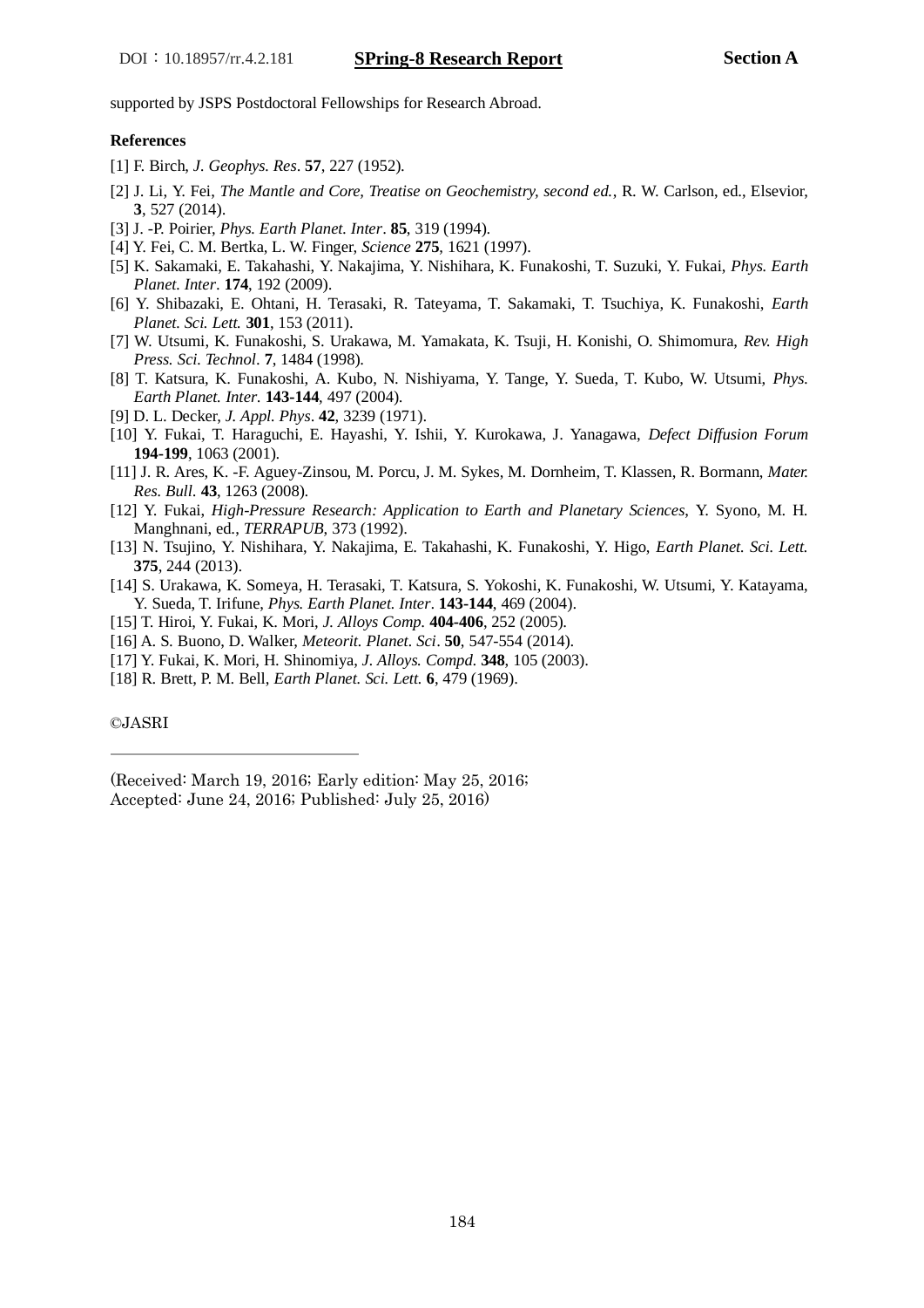supported by JSPS Postdoctoral Fellowships for Research Abroad.

**References**

[1] F. Birch, *J. Geophys. Res*. **57**, 227 (1952).

[2] J. Li, Y. Fei, *The Mantle and Core, Treatise on Geochemistry, second ed.*, R. W. Carlson, ed., Elsevior, **3**, 527 (2014).

[3] J. -P. Poirier, *Phys. Earth Planet. Inter*. **85**, 319 (1994).

[4] Y. Fei, C. M. Bertka, L. W. Finger, *Science* **275**, 1621 (1997).

[5] K. Sakamaki, E. Takahashi, Y. Nakajima, Y. Nishihara, K. Funakoshi, T. Suzuki, Y. Fukai, *Phys. Earth Planet. Inter*. **174**, 192 (2009).

[6] Y. Shibazaki, E. Ohtani, H. Terasaki, R. Tateyama, T. Sakamaki, T. Tsuchiya, K. Funakoshi, *Earth Planet. Sci. Lett.* **301**, 153 (2011).

[7] W. Utsumi, K. Funakoshi, S. Urakawa, M. Yamakata, K. Tsuji, H. Konishi, O. Shimomura, *Rev. High Press. Sci. Technol*. **7**, 1484 (1998).

[8] T. Katsura, K. Funakoshi, A. Kubo, N. Nishiyama, Y. Tange, Y. Sueda, T. Kubo, W. Utsumi, *Phys. Earth Planet. Inter.* **143-144**, 497 (2004).

[9] D. L. Decker, *J. Appl. Phys*. **42**, 3239 (1971).

[10] Y. Fukai, T. Haraguchi, E. Hayashi, Y. Ishii, Y. Kurokawa, J. Yanagawa, *Defect Diffusion Forum* **194-199**, 1063 (2001).

[11] J. R. Ares, K. -F. Aguey-Zinsou, M. Porcu, J. M. Sykes, M. Dornheim, T. Klassen, R. Bormann, *Mater. Res. Bull.* **43**, 1263 (2008).

[12] Y. Fukai, *High-Pressure Research: Application to Earth and Planetary Sciences*, Y. Syono, M. H. Manghnani, ed., *TERRAPUB*, 373 (1992).

[13] N. Tsujino, Y. Nishihara, Y. Nakajima, E. Takahashi, K. Funakoshi, Y. Higo, *Earth Planet. Sci. Lett.* **375**, 244 (2013).

[14] S. Urakawa, K. Someya, H. Terasaki, T. Katsura, S. Yokoshi, K. Funakoshi, W. Utsumi, Y. Katayama, Y. Sueda, T. Irifune, *Phys. Earth Planet. Inter*. **143-144**, 469 (2004).

[15] T. Hiroi, Y. Fukai, K. Mori, *J. Alloys Comp.* **404-406**, 252 (2005).

[16] A. S. Buono, D. Walker, *Meteorit. Planet. Sci*. **50**, 547-554 (2014).

[17] Y. Fukai, K. Mori, H. Shinomiya, *J. Alloys. Compd.* **348**, 105 (2003).

[18] R. Brett, P. M. Bell, *Earth Planet. Sci. Lett.* **6**, 479 (1969).

©JASRI

---

(Received: March 19, 2016; Early edition: May 25, 2016;
Accepted: June 24, 2016; Published: July 25, 2016)